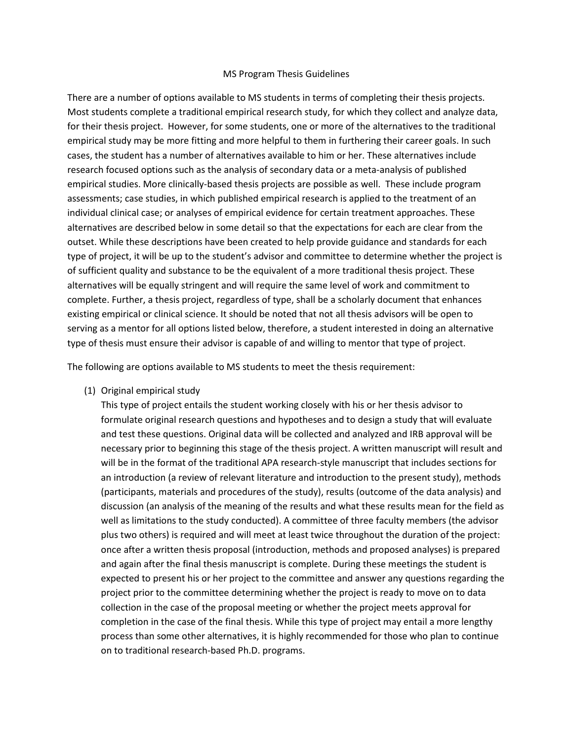# MS Program Thesis Guidelines

There are a number of options available to MS students in terms of completing their thesis projects. Most students complete a traditional empirical research study, for which they collect and analyze data, for their thesis project. However, for some students, one or more of the alternatives to the traditional empirical study may be more fitting and more helpful to them in furthering their career goals. In such cases, the student has a number of alternatives available to him or her. These alternatives include research focused options such as the analysis of secondary data or a meta-analysis of published empirical studies. More clinically-based thesis projects are possible as well. These include program assessments; case studies, in which published empirical research is applied to the treatment of an individual clinical case; or analyses of empirical evidence for certain treatment approaches. These alternatives are described below in some detail so that the expectations for each are clear from the outset. While these descriptions have been created to help provide guidance and standards for each type of project, it will be up to the student's advisor and committee to determine whether the project is of sufficient quality and substance to be the equivalent of a more traditional thesis project. These alternatives will be equally stringent and will require the same level of work and commitment to complete. Further, a thesis project, regardless of type, shall be a scholarly document that enhances existing empirical or clinical science. It should be noted that not all thesis advisors will be open to serving as a mentor for all options listed below, therefore, a student interested in doing an alternative type of thesis must ensure their advisor is capable of and willing to mentor that type of project.

The following are options available to MS students to meet the thesis requirement:

(1) Original empirical study

This type of project entails the student working closely with his or her thesis advisor to formulate original research questions and hypotheses and to design a study that will evaluate and test these questions. Original data will be collected and analyzed and IRB approval will be necessary prior to beginning this stage of the thesis project. A written manuscript will result and will be in the format of the traditional APA research-style manuscript that includes sections for an introduction (a review of relevant literature and introduction to the present study), methods (participants, materials and procedures of the study), results (outcome of the data analysis) and discussion (an analysis of the meaning of the results and what these results mean for the field as well as limitations to the study conducted). A committee of three faculty members (the advisor plus two others) is required and will meet at least twice throughout the duration of the project: once after a written thesis proposal (introduction, methods and proposed analyses) is prepared and again after the final thesis manuscript is complete. During these meetings the student is expected to present his or her project to the committee and answer any questions regarding the project prior to the committee determining whether the project is ready to move on to data collection in the case of the proposal meeting or whether the project meets approval for completion in the case of the final thesis. While this type of project may entail a more lengthy process than some other alternatives, it is highly recommended for those who plan to continue on to traditional research-based Ph.D. programs.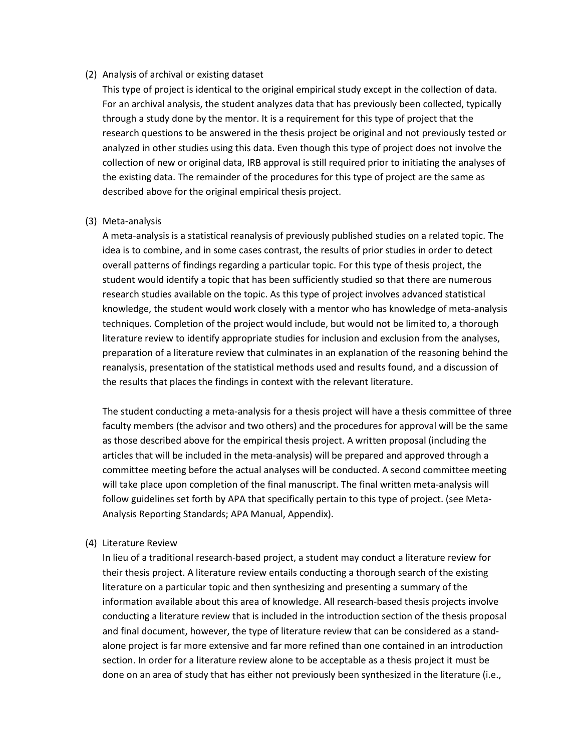(2) Analysis of archival or existing dataset

This type of project is identical to the original empirical study except in the collection of data. For an archival analysis, the student analyzes data that has previously been collected, typically through a study done by the mentor. It is a requirement for this type of project that the research questions to be answered in the thesis project be original and not previously tested or analyzed in other studies using this data. Even though this type of project does not involve the collection of new or original data, IRB approval is still required prior to initiating the analyses of the existing data. The remainder of the procedures for this type of project are the same as described above for the original empirical thesis project.

(3) Meta-analysis

A meta-analysis is a statistical reanalysis of previously published studies on a related topic. The idea is to combine, and in some cases contrast, the results of prior studies in order to detect overall patterns of findings regarding a particular topic. For this type of thesis project, the student would identify a topic that has been sufficiently studied so that there are numerous research studies available on the topic. As this type of project involves advanced statistical knowledge, the student would work closely with a mentor who has knowledge of meta-analysis techniques. Completion of the project would include, but would not be limited to, a thorough literature review to identify appropriate studies for inclusion and exclusion from the analyses, preparation of a literature review that culminates in an explanation of the reasoning behind the reanalysis, presentation of the statistical methods used and results found, and a discussion of the results that places the findings in context with the relevant literature.

The student conducting a meta-analysis for a thesis project will have a thesis committee of three faculty members (the advisor and two others) and the procedures for approval will be the same as those described above for the empirical thesis project. A written proposal (including the articles that will be included in the meta-analysis) will be prepared and approved through a committee meeting before the actual analyses will be conducted. A second committee meeting will take place upon completion of the final manuscript. The final written meta-analysis will follow guidelines set forth by APA that specifically pertain to this type of project. (see Meta-Analysis Reporting Standards; APA Manual, Appendix).

(4) Literature Review

In lieu of a traditional research-based project, a student may conduct a literature review for their thesis project. A literature review entails conducting a thorough search of the existing literature on a particular topic and then synthesizing and presenting a summary of the information available about this area of knowledge. All research-based thesis projects involve conducting a literature review that is included in the introduction section of the thesis proposal and final document, however, the type of literature review that can be considered as a stand-alone project is far more extensive and far more refined than one contained in an introduction section. In order for a literature review alone to be acceptable as a thesis project it must be done on an area of study that has either not previously been synthesized in the literature (i.e.,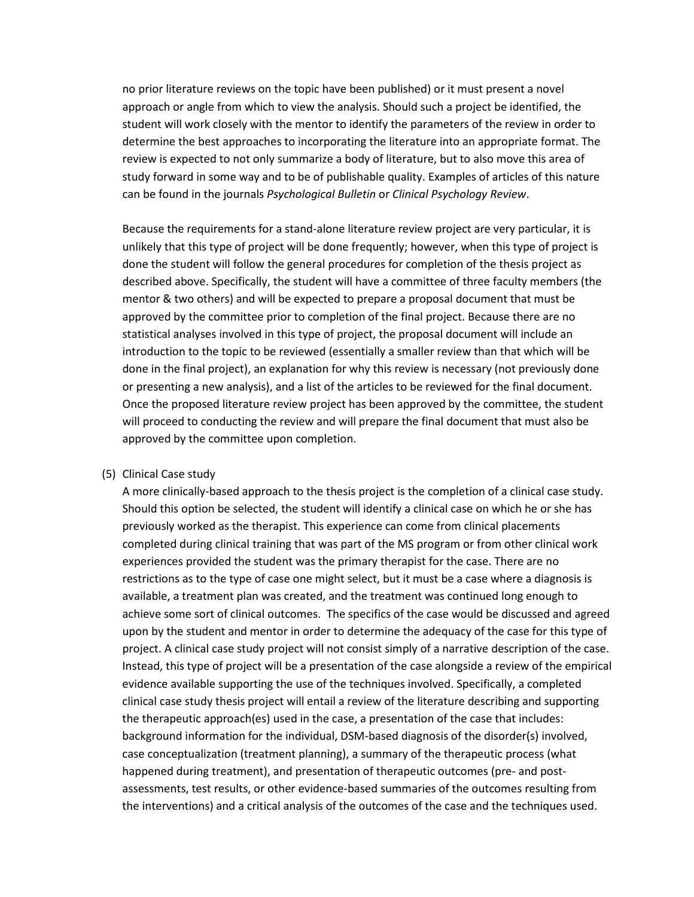no prior literature reviews on the topic have been published) or it must present a novel approach or angle from which to view the analysis. Should such a project be identified, the student will work closely with the mentor to identify the parameters of the review in order to determine the best approaches to incorporating the literature into an appropriate format. The review is expected to not only summarize a body of literature, but to also move this area of study forward in some way and to be of publishable quality. Examples of articles of this nature can be found in the journals *Psychological Bulletin* or *Clinical Psychology Review*.

Because the requirements for a stand-alone literature review project are very particular, it is unlikely that this type of project will be done frequently; however, when this type of project is done the student will follow the general procedures for completion of the thesis project as described above. Specifically, the student will have a committee of three faculty members (the mentor & two others) and will be expected to prepare a proposal document that must be approved by the committee prior to completion of the final project. Because there are no statistical analyses involved in this type of project, the proposal document will include an introduction to the topic to be reviewed (essentially a smaller review than that which will be done in the final project), an explanation for why this review is necessary (not previously done or presenting a new analysis), and a list of the articles to be reviewed for the final document. Once the proposed literature review project has been approved by the committee, the student will proceed to conducting the review and will prepare the final document that must also be approved by the committee upon completion.

(5) Clinical Case study

A more clinically-based approach to the thesis project is the completion of a clinical case study. Should this option be selected, the student will identify a clinical case on which he or she has previously worked as the therapist. This experience can come from clinical placements completed during clinical training that was part of the MS program or from other clinical work experiences provided the student was the primary therapist for the case. There are no restrictions as to the type of case one might select, but it must be a case where a diagnosis is available, a treatment plan was created, and the treatment was continued long enough to achieve some sort of clinical outcomes. The specifics of the case would be discussed and agreed upon by the student and mentor in order to determine the adequacy of the case for this type of project. A clinical case study project will not consist simply of a narrative description of the case. Instead, this type of project will be a presentation of the case alongside a review of the empirical evidence available supporting the use of the techniques involved. Specifically, a completed clinical case study thesis project will entail a review of the literature describing and supporting the therapeutic approach(es) used in the case, a presentation of the case that includes: background information for the individual, DSM-based diagnosis of the disorder(s) involved, case conceptualization (treatment planning), a summary of the therapeutic process (what happened during treatment), and presentation of therapeutic outcomes (pre- and post-assessments, test results, or other evidence-based summaries of the outcomes resulting from the interventions) and a critical analysis of the outcomes of the case and the techniques used.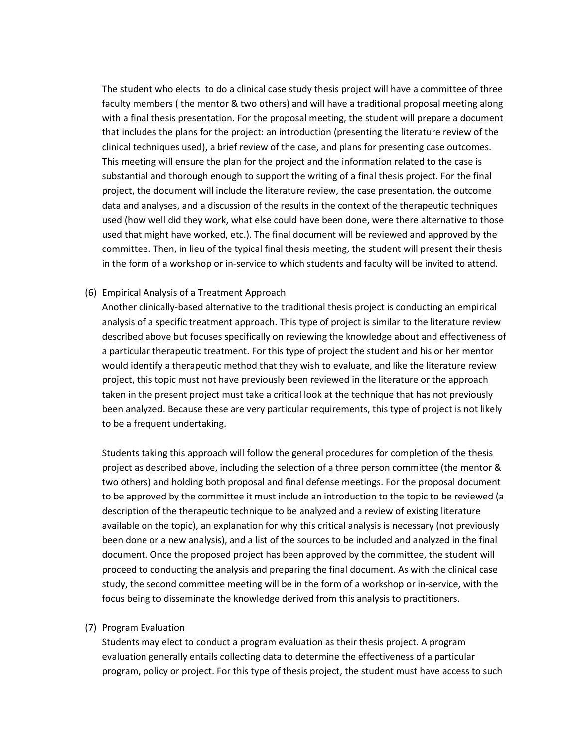The student who elects to do a clinical case study thesis project will have a committee of three faculty members ( the mentor & two others) and will have a traditional proposal meeting along with a final thesis presentation. For the proposal meeting, the student will prepare a document that includes the plans for the project: an introduction (presenting the literature review of the clinical techniques used), a brief review of the case, and plans for presenting case outcomes. This meeting will ensure the plan for the project and the information related to the case is substantial and thorough enough to support the writing of a final thesis project. For the final project, the document will include the literature review, the case presentation, the outcome data and analyses, and a discussion of the results in the context of the therapeutic techniques used (how well did they work, what else could have been done, were there alternative to those used that might have worked, etc.). The final document will be reviewed and approved by the committee. Then, in lieu of the typical final thesis meeting, the student will present their thesis in the form of a workshop or in-service to which students and faculty will be invited to attend.

(6) Empirical Analysis of a Treatment Approach

Another clinically-based alternative to the traditional thesis project is conducting an empirical analysis of a specific treatment approach. This type of project is similar to the literature review described above but focuses specifically on reviewing the knowledge about and effectiveness of a particular therapeutic treatment. For this type of project the student and his or her mentor would identify a therapeutic method that they wish to evaluate, and like the literature review project, this topic must not have previously been reviewed in the literature or the approach taken in the present project must take a critical look at the technique that has not previously been analyzed. Because these are very particular requirements, this type of project is not likely to be a frequent undertaking.

Students taking this approach will follow the general procedures for completion of the thesis project as described above, including the selection of a three person committee (the mentor & two others) and holding both proposal and final defense meetings. For the proposal document to be approved by the committee it must include an introduction to the topic to be reviewed (a description of the therapeutic technique to be analyzed and a review of existing literature available on the topic), an explanation for why this critical analysis is necessary (not previously been done or a new analysis), and a list of the sources to be included and analyzed in the final document. Once the proposed project has been approved by the committee, the student will proceed to conducting the analysis and preparing the final document. As with the clinical case study, the second committee meeting will be in the form of a workshop or in-service, with the focus being to disseminate the knowledge derived from this analysis to practitioners.

(7) Program Evaluation

Students may elect to conduct a program evaluation as their thesis project. A program evaluation generally entails collecting data to determine the effectiveness of a particular program, policy or project. For this type of thesis project, the student must have access to such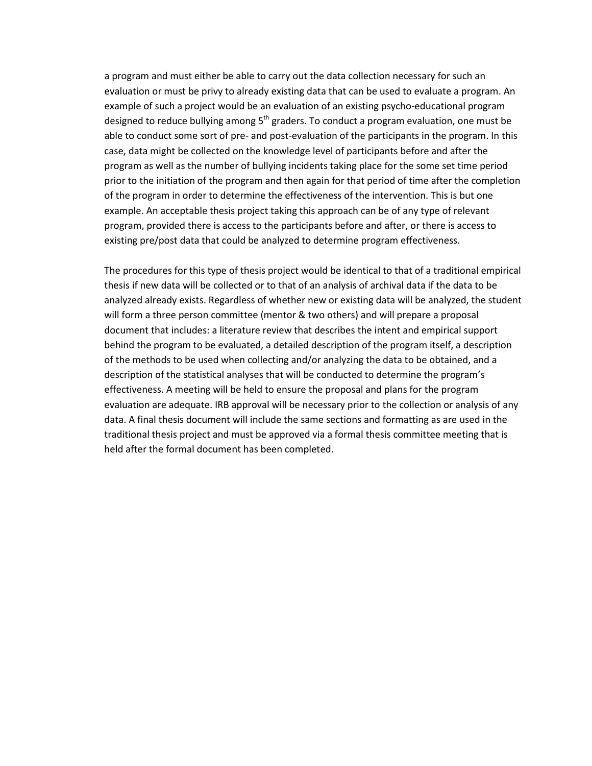a program and must either be able to carry out the data collection necessary for such an evaluation or must be privy to already existing data that can be used to evaluate a program. An example of such a project would be an evaluation of an existing psycho-educational program designed to reduce bullying among 5th graders. To conduct a program evaluation, one must be able to conduct some sort of pre- and post-evaluation of the participants in the program. In this case, data might be collected on the knowledge level of participants before and after the program as well as the number of bullying incidents taking place for the some set time period prior to the initiation of the program and then again for that period of time after the completion of the program in order to determine the effectiveness of the intervention. This is but one example. An acceptable thesis project taking this approach can be of any type of relevant program, provided there is access to the participants before and after, or there is access to existing pre/post data that could be analyzed to determine program effectiveness.

The procedures for this type of thesis project would be identical to that of a traditional empirical thesis if new data will be collected or to that of an analysis of archival data if the data to be analyzed already exists. Regardless of whether new or existing data will be analyzed, the student will form a three person committee (mentor & two others) and will prepare a proposal document that includes: a literature review that describes the intent and empirical support behind the program to be evaluated, a detailed description of the program itself, a description of the methods to be used when collecting and/or analyzing the data to be obtained, and a description of the statistical analyses that will be conducted to determine the program's effectiveness. A meeting will be held to ensure the proposal and plans for the program evaluation are adequate. IRB approval will be necessary prior to the collection or analysis of any data. A final thesis document will include the same sections and formatting as are used in the traditional thesis project and must be approved via a formal thesis committee meeting that is held after the formal document has been completed.